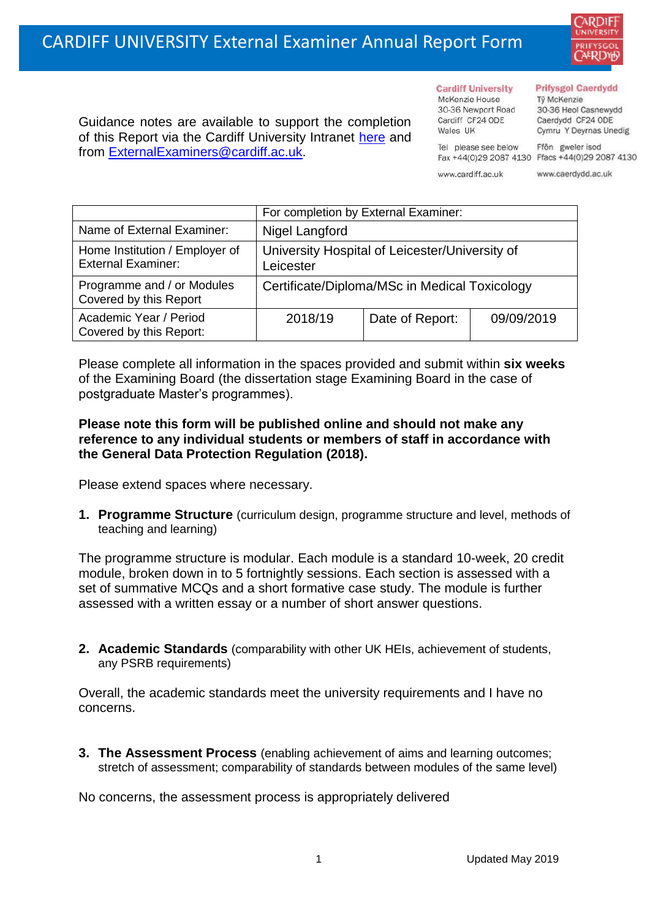# CARDIFF UNIVERSITY External Examiner Annual Report Form

Guidance notes are available to support the completion of this Report via the Cardiff University Intranet [here](#) and from [ExternalExaminers@cardiff.ac.uk](mailto:ExternalExaminers@cardiff.ac.uk).

**Cardiff University**
McKenzie House
30-36 Newport Road
Cardiff CF24 0DE
Wales UK

Tel please see below
Fax +44(0)29 2087 4130

www.cardiff.ac.uk

**Prifysgol Caerdydd**
Tŷ McKenzie
30-36 Heol Casnewydd
Caerdydd CF24 0DE
Cymru Y Deyrnas Unedig

Ffôn gweler isod
Ffacs +44(0)29 2087 4130

www.caerdydd.ac.uk

| | For completion by External Examiner: | | |
|---|---|---|---|
| Name of External Examiner: | Nigel Langford | | |
| Home Institution / Employer of External Examiner: | University Hospital of Leicester/University of Leicester | | |
| Programme and / or Modules Covered by this Report | Certificate/Diploma/MSc in Medical Toxicology | | |
| Academic Year / Period Covered by this Report: | 2018/19 | Date of Report: | 09/09/2019 |

Please complete all information in the spaces provided and submit within **six weeks** of the Examining Board (the dissertation stage Examining Board in the case of postgraduate Master's programmes).

**Please note this form will be published online and should not make any reference to any individual students or members of staff in accordance with the General Data Protection Regulation (2018).**

Please extend spaces where necessary.

1. **Programme Structure** (curriculum design, programme structure and level, methods of teaching and learning)

The programme structure is modular. Each module is a standard 10-week, 20 credit module, broken down in to 5 fortnightly sessions. Each section is assessed with a set of summative MCQs and a short formative case study. The module is further assessed with a written essay or a number of short answer questions.

2. **Academic Standards** (comparability with other UK HEIs, achievement of students, any PSRB requirements)

Overall, the academic standards meet the university requirements and I have no concerns.

3. **The Assessment Process** (enabling achievement of aims and learning outcomes; stretch of assessment; comparability of standards between modules of the same level)

No concerns, the assessment process is appropriately delivered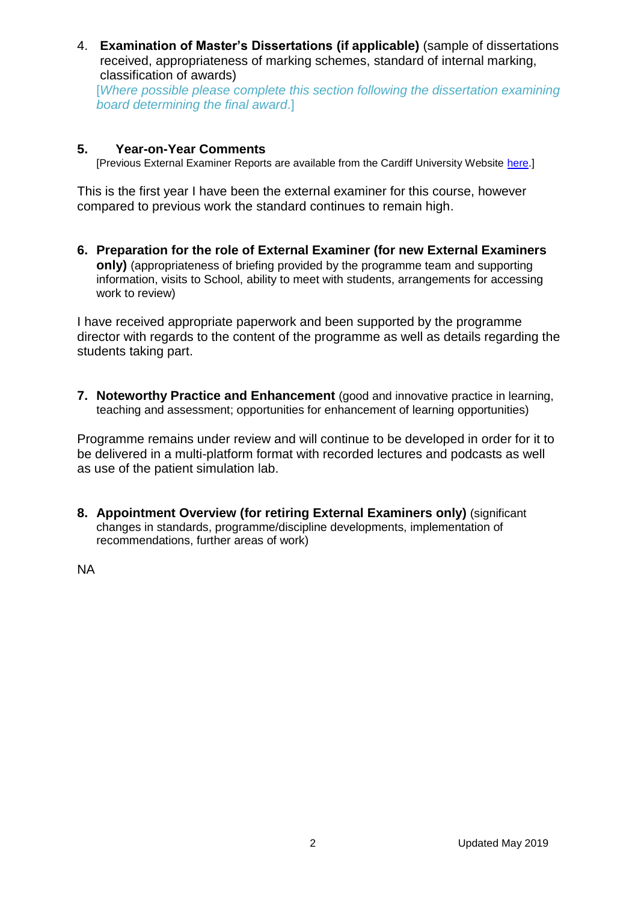4. **Examination of Master's Dissertations (if applicable)** (sample of dissertations received, appropriateness of marking schemes, standard of internal marking, classification of awards)
   [*Where possible please complete this section following the dissertation examining board determining the final award*.]

**5. Year-on-Year Comments**
[Previous External Examiner Reports are available from the Cardiff University Website here.]

This is the first year I have been the external examiner for this course, however compared to previous work the standard continues to remain high.

**6. Preparation for the role of External Examiner (for new External Examiners only)** (appropriateness of briefing provided by the programme team and supporting information, visits to School, ability to meet with students, arrangements for accessing work to review)

I have received appropriate paperwork and been supported by the programme director with regards to the content of the programme as well as details regarding the students taking part.

**7. Noteworthy Practice and Enhancement** (good and innovative practice in learning, teaching and assessment; opportunities for enhancement of learning opportunities)

Programme remains under review and will continue to be developed in order for it to be delivered in a multi-platform format with recorded lectures and podcasts as well as use of the patient simulation lab.

**8. Appointment Overview (for retiring External Examiners only)** (significant changes in standards, programme/discipline developments, implementation of recommendations, further areas of work)

NA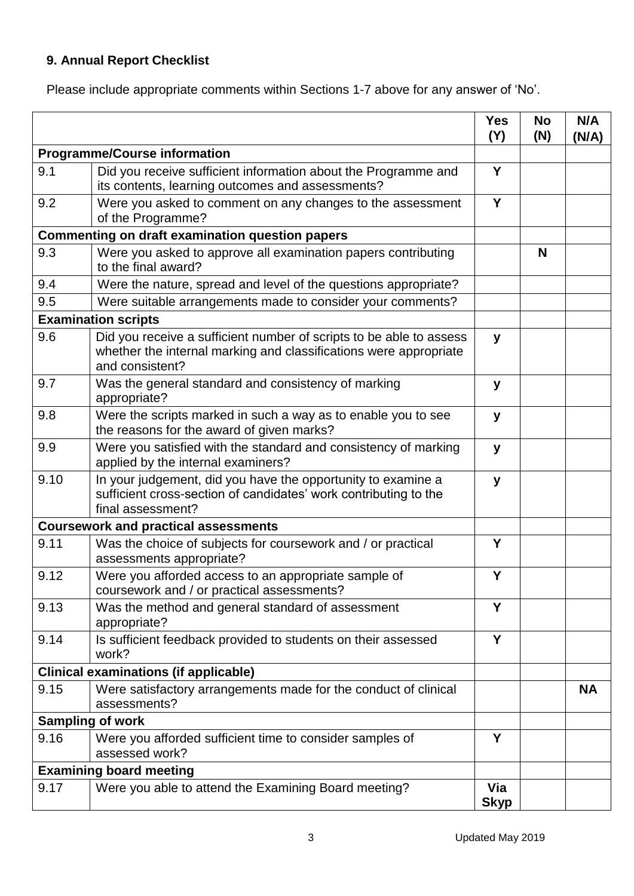## 9. Annual Report Checklist

Please include appropriate comments within Sections 1-7 above for any answer of 'No'.

| | | Yes (Y) | No (N) | N/A (N/A) |
|---|---|---|---|---|
| **Programme/Course information** | | | | |
| 9.1 | Did you receive sufficient information about the Programme and its contents, learning outcomes and assessments? | **Y** | | |
| 9.2 | Were you asked to comment on any changes to the assessment of the Programme? | **Y** | | |
| **Commenting on draft examination question papers** | | | | |
| 9.3 | Were you asked to approve all examination papers contributing to the final award? | | **N** | |
| 9.4 | Were the nature, spread and level of the questions appropriate? | | | |
| 9.5 | Were suitable arrangements made to consider your comments? | | | |
| **Examination scripts** | | | | |
| 9.6 | Did you receive a sufficient number of scripts to be able to assess whether the internal marking and classifications were appropriate and consistent? | **y** | | |
| 9.7 | Was the general standard and consistency of marking appropriate? | **y** | | |
| 9.8 | Were the scripts marked in such a way as to enable you to see the reasons for the award of given marks? | **y** | | |
| 9.9 | Were you satisfied with the standard and consistency of marking applied by the internal examiners? | **y** | | |
| 9.10 | In your judgement, did you have the opportunity to examine a sufficient cross-section of candidates' work contributing to the final assessment? | **y** | | |
| **Coursework and practical assessments** | | | | |
| 9.11 | Was the choice of subjects for coursework and / or practical assessments appropriate? | **Y** | | |
| 9.12 | Were you afforded access to an appropriate sample of coursework and / or practical assessments? | **Y** | | |
| 9.13 | Was the method and general standard of assessment appropriate? | **Y** | | |
| 9.14 | Is sufficient feedback provided to students on their assessed work? | **Y** | | |
| **Clinical examinations (if applicable)** | | | | |
| 9.15 | Were satisfactory arrangements made for the conduct of clinical assessments? | | | **NA** |
| **Sampling of work** | | | | |
| 9.16 | Were you afforded sufficient time to consider samples of assessed work? | **Y** | | |
| **Examining board meeting** | | | | |
| 9.17 | Were you able to attend the Examining Board meeting? | **Via Skyp** | | |

Updated May 2019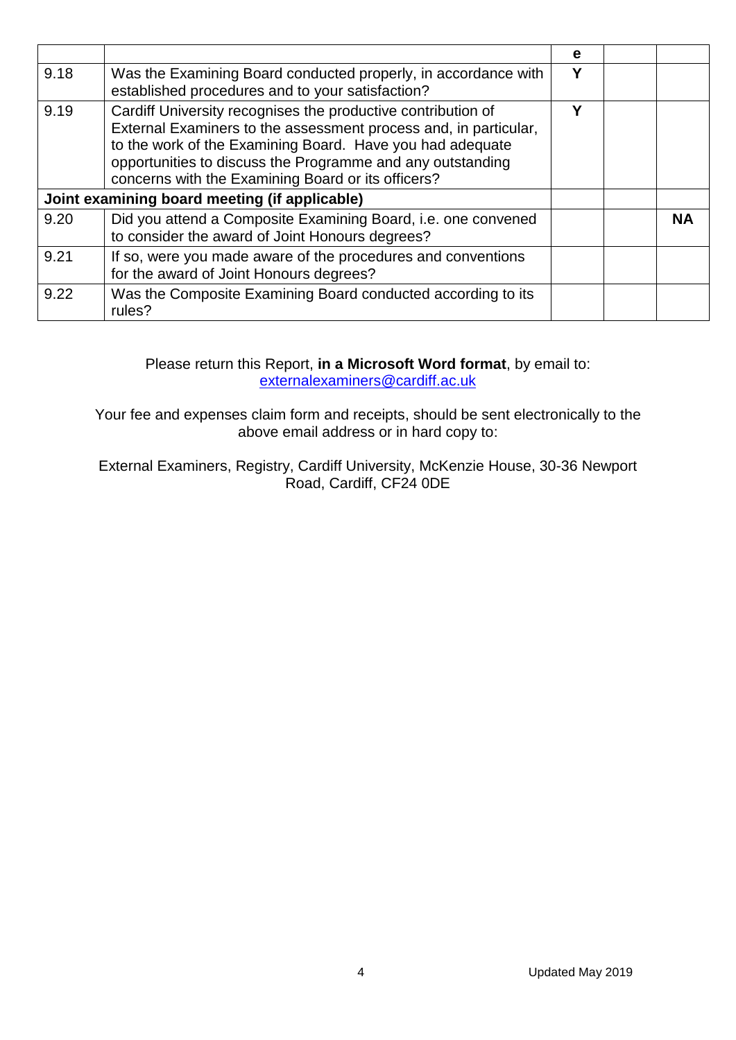| | | e | | |
|---|---|---|---|---|
| 9.18 | Was the Examining Board conducted properly, in accordance with established procedures and to your satisfaction? | Y | | |
| 9.19 | Cardiff University recognises the productive contribution of External Examiners to the assessment process and, in particular, to the work of the Examining Board. Have you had adequate opportunities to discuss the Programme and any outstanding concerns with the Examining Board or its officers? | Y | | |
| **Joint examining board meeting (if applicable)** | | | | |
| 9.20 | Did you attend a Composite Examining Board, i.e. one convened to consider the award of Joint Honours degrees? | | | **NA** |
| 9.21 | If so, were you made aware of the procedures and conventions for the award of Joint Honours degrees? | | | |
| 9.22 | Was the Composite Examining Board conducted according to its rules? | | | |

Please return this Report, **in a Microsoft Word format**, by email to: externalexaminers@cardiff.ac.uk

Your fee and expenses claim form and receipts, should be sent electronically to the above email address or in hard copy to:

External Examiners, Registry, Cardiff University, McKenzie House, 30-36 Newport Road, Cardiff, CF24 0DE

Updated May 2019